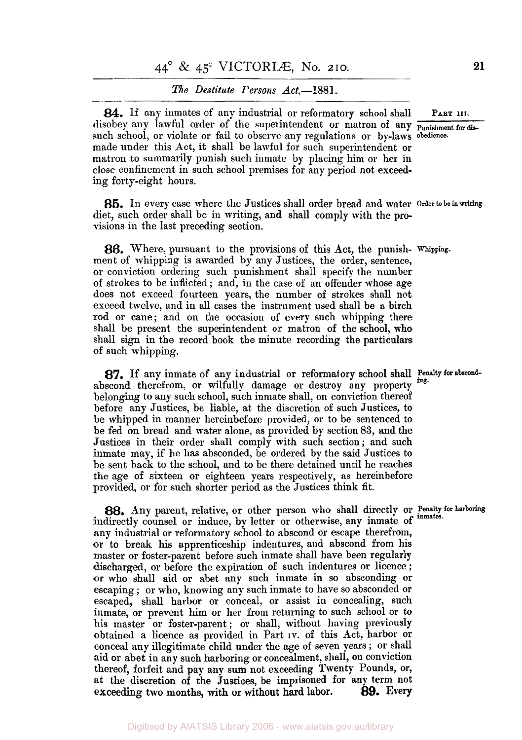*The Destitute Persons Act.*—1881.

PART III.

**84.** If any inmates of any industrial or reformatory school shall disobey any lawful order of the superintendent or matron of any such school, or violate or fail to observe any regulations or by-laws made under this Act, it shall be lawful for such superintendent or matron to summarily punish such inmate by placing him or her in close confinement in such school premises for any period not exceeding forty-eight hours.

*Punishment for disobedience.*

**85.** In every case where the Justices shall order bread and water diet, such order shall be in writing, and shall comply with the provisions in the last preceding section.

*Order to be in writing.*

**86.** Where, pursuant to the provisions of this Act, the punishment of whipping is awarded by any Justices, the order, sentence, or conviction ordering such punishment shall specify the number of strokes to be inflicted; and, in the case of an offender whose age does not exceed fourteen years, the number of strokes shall not exceed twelve, and in all cases the instrument used shall be a birch rod or cane; and on the occasion of every such whipping there shall be present the superintendent or matron of the school, who shall sign in the record book the minute recording the particulars of such whipping.

*Whipping.*

**87.** If any inmate of any industrial or reformatory school shall abscond therefrom, or wilfully damage or destroy any property belonging to any such school, such inmate shall, on conviction thereof before any Justices, be liable, at the discretion of such Justices, to be whipped in manner hereinbefore provided, or to be sentenced to be fed on bread and water alone, as provided by section 83, and the Justices in their order shall comply with such section; and such inmate may, if he has absconded, be ordered by the said Justices to be sent back to the school, and to be there detained until he reaches the age of sixteen or eighteen years respectively, as hereinbefore provided, or for such shorter period as the Justices think fit.

*Penalty for absconding.*

**88.** Any parent, relative, or other person who shall directly or indirectly counsel or induce, by letter or otherwise, any inmate of any industrial or reformatory school to abscond or escape therefrom, or to break his apprenticeship indentures, and abscond from his master or foster-parent before such inmate shall have been regularly discharged, or before the expiration of such indentures or licence; or who shall aid or abet any such inmate in so absconding or escaping; or who, knowing any such inmate to have so absconded or escaped, shall harbor or conceal, or assist in concealing, such inmate, or prevent him or her from returning to such school or to his master or foster-parent; or shall, without having previously obtained a licence as provided in Part IV. of this Act, harbor or conceal any illegitimate child under the age of seven years; or shall aid or abet in any such harboring or concealment, shall, on conviction thereof, forfeit and pay any sum not exceeding Twenty Pounds, or, at the discretion of the Justices, be imprisoned for any term not exceeding two months, with or without hard labor.

*Penalty for harboring inmates.*

**89.** Every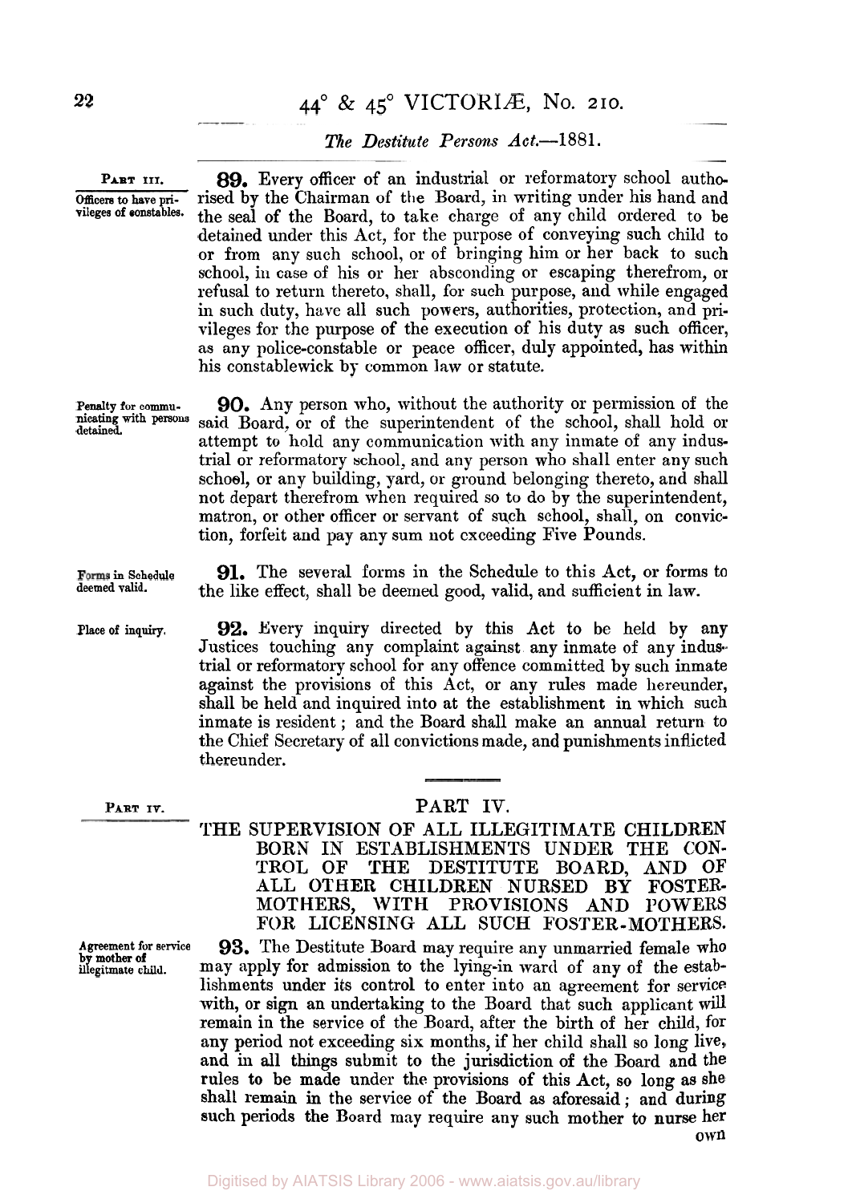*The Destitute Persons Act.*—1881.

PART III.

*Officers to have privileges of constables.*

**89.** Every officer of an industrial or reformatory school authorised by the Chairman of the Board, in writing under his hand and the seal of the Board, to take charge of any child ordered to be detained under this Act, for the purpose of conveying such child to or from any such school, or of bringing him or her back to such school, in case of his or her absconding or escaping therefrom, or refusal to return thereto, shall, for such purpose, and while engaged in such duty, have all such powers, authorities, protection, and privileges for the purpose of the execution of his duty as such officer, as any police-constable or peace officer, duly appointed, has within his constablewick by common law or statute.

*Penalty for communicating with persons detained.*

**90.** Any person who, without the authority or permission of the said Board, or of the superintendent of the school, shall hold or attempt to hold any communication with any inmate of any industrial or reformatory school, and any person who shall enter any such school, or any building, yard, or ground belonging thereto, and shall not depart therefrom when required so to do by the superintendent, matron, or other officer or servant of such school, shall, on conviction, forfeit and pay any sum not exceeding Five Pounds.

*Forms in Schedule deemed valid.*

**91.** The several forms in the Schedule to this Act, or forms to the like effect, shall be deemed good, valid, and sufficient in law.

*Place of inquiry.*

**92.** Every inquiry directed by this Act to be held by any Justices touching any complaint against any inmate of any industrial or reformatory school for any offence committed by such inmate against the provisions of this Act, or any rules made hereunder, shall be held and inquired into at the establishment in which such inmate is resident; and the Board shall make an annual return to the Chief Secretary of all convictions made, and punishments inflicted thereunder.

PART IV.

## PART IV.

### THE SUPERVISION OF ALL ILLEGITIMATE CHILDREN BORN IN ESTABLISHMENTS UNDER THE CONTROL OF THE DESTITUTE BOARD, AND OF ALL OTHER CHILDREN NURSED BY FOSTER-MOTHERS, WITH PROVISIONS AND POWERS FOR LICENSING ALL SUCH FOSTER-MOTHERS.

*Agreement for service by mother of illegitimate child.*

**93.** The Destitute Board may require any unmarried female who may apply for admission to the lying-in ward of any of the establishments under its control to enter into an agreement for service with, or sign an undertaking to the Board that such applicant will remain in the service of the Board, after the birth of her child, for any period not exceeding six months, if her child shall so long live, and in all things submit to the jurisdiction of the Board and the rules to be made under the provisions of this Act, so long as she shall remain in the service of the Board as aforesaid; and during such periods the Board may require any such mother to nurse her own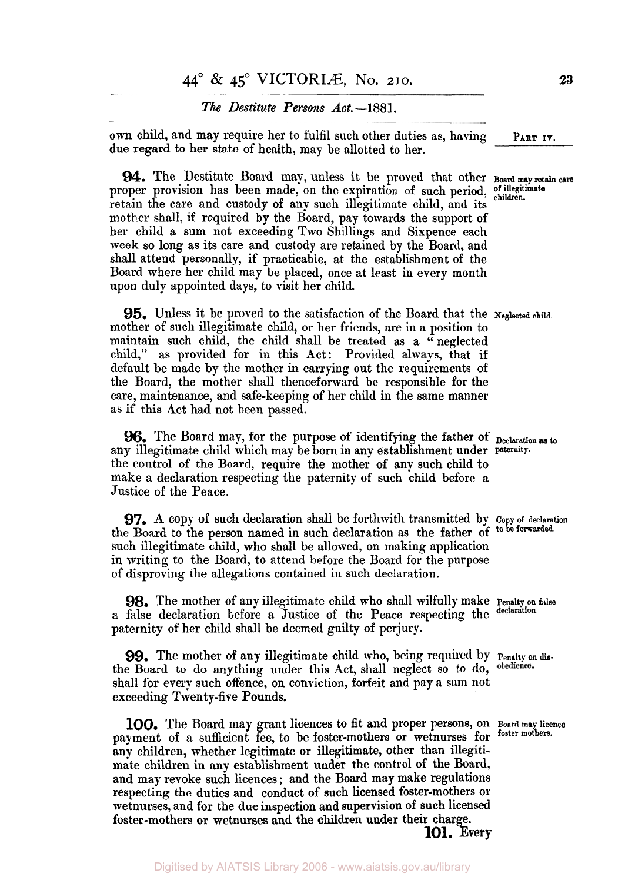own child, and may require her to fulfil such other duties as, having due regard to her state of health, may be allotted to her.

*Board may retain care of illegitimate children.*

**94.** The Destitute Board may, unless it be proved that other proper provision has been made, on the expiration of such period, retain the care and custody of any such illegitimate child, and its mother shall, if required by the Board, pay towards the support of her child a sum not exceeding Two Shillings and Sixpence each week so long as its care and custody are retained by the Board, and shall attend personally, if practicable, at the establishment of the Board where her child may be placed, once at least in every month upon duly appointed days, to visit her child.

*Neglected child.*

**95.** Unless it be proved to the satisfaction of the Board that the mother of such illegitimate child, or her friends, are in a position to maintain such child, the child shall be treated as a "neglected child," as provided for in this Act: Provided always, that if default be made by the mother in carrying out the requirements of the Board, the mother shall thenceforward be responsible for the care, maintenance, and safe-keeping of her child in the same manner as if this Act had not been passed.

*Declaration as to paternity.*

**96.** The Board may, for the purpose of identifying the father of any illegitimate child which may be born in any establishment under the control of the Board, require the mother of any such child to make a declaration respecting the paternity of such child before a Justice of the Peace.

*Copy of declaration to be forwarded.*

**97.** A copy of such declaration shall be forthwith transmitted by the Board to the person named in such declaration as the father of such illegitimate child, who shall be allowed, on making application in writing to the Board, to attend before the Board for the purpose of disproving the allegations contained in such declaration.

*Penalty on false declaration.*

**98.** The mother of any illegitimate child who shall wilfully make a false declaration before a Justice of the Peace respecting the paternity of her child shall be deemed guilty of perjury.

*Penalty on disobedience.*

**99.** The mother of any illegitimate child who, being required by the Board to do anything under this Act, shall neglect so to do, shall for every such offence, on conviction, forfeit and pay a sum not exceeding Twenty-five Pounds.

*Board may licence foster mothers.*

**100.** The Board may grant licences to fit and proper persons, on payment of a sufficient fee, to be foster-mothers or wetnurses for any children, whether legitimate or illegitimate, other than illegitimate children in any establishment under the control of the Board, and may revoke such licences; and the Board may make regulations respecting the duties and conduct of such licensed foster-mothers or wetnurses, and for the due inspection and supervision of such licensed foster-mothers or wetnurses and the children under their charge.

**101.** Every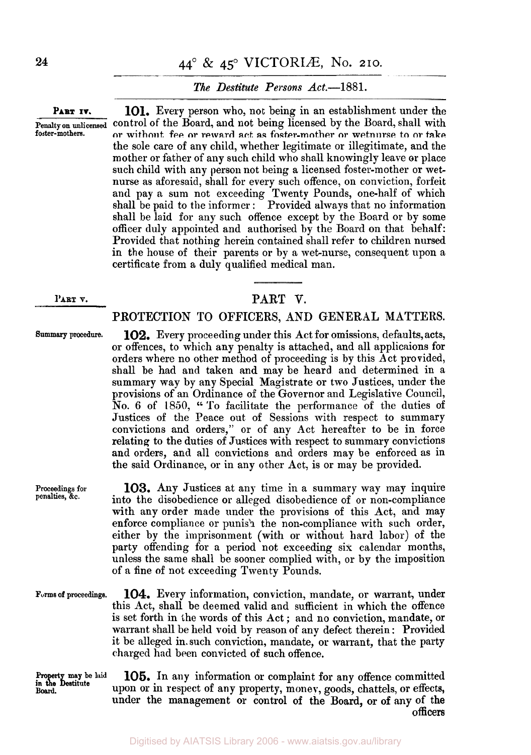PART IV.

**Penalty on unlicensed foster-mothers.**

**101.** Every person who, not being in an establishment under the control of the Board, and not being licensed by the Board, shall with or without fee or reward act as foster-mother or wetnurse to or take the sole care of any child, whether legitimate or illegitimate, and the mother or father of any such child who shall knowingly leave or place such child with any person not being a licensed foster-mother or wet-nurse as aforesaid, shall for every such offence, on conviction, forfeit and pay a sum not exceeding Twenty Pounds, one-half of which shall be paid to the informer: Provided always that no information shall be laid for any such offence except by the Board or by some officer duly appointed and authorised by the Board on that behalf: Provided that nothing herein contained shall refer to children nursed in the house of their parents or by a wet-nurse, consequent upon a certificate from a duly qualified medical man.

PART V.

## PART V.

## PROTECTION TO OFFICERS, AND GENERAL MATTERS.

**Summary procedure.**

**102.** Every proceeding under this Act for omissions, defaults, acts, or offences, to which any penalty is attached, and all applicaions for orders where no other method of proceeding is by this Act provided, shall be had and taken and may be heard and determined in a summary way by any Special Magistrate or two Justices, under the provisions of an Ordinance of the Governor and Legislative Council, No. 6 of 1850, "To facilitate the performance of the duties of Justices of the Peace out of Sessions with respect to summary convictions and orders," or of any Act hereafter to be in force relating to the duties of Justices with respect to summary convictions and orders, and all convictions and orders may be enforced as in the said Ordinance, or in any other Act, is or may be provided.

**Proceedings for penalties, &c.**

**103.** Any Justices at any time in a summary way may inquire into the disobedience or alleged disobedience of or non-compliance with any order made under the provisions of this Act, and may enforce compliance or punish the non-compliance with such order, either by the imprisonment (with or without hard labor) of the party offending for a period not exceeding six calendar months, unless the same shall be sooner complied with, or by the imposition of a fine of not exceeding Twenty Pounds.

**Forms of proceedings.**

**104.** Every information, conviction, mandate, or warrant, under this Act, shall be deemed valid and sufficient in which the offence is set forth in the words of this Act; and no conviction, mandate, or warrant shall be held void by reason of any defect therein: Provided it be alleged in such conviction, mandate, or warrant, that the party charged had been convicted of such offence.

**Property may be laid in the Destitute Board.**

**105.** In any information or complaint for any offence committed upon or in respect of any property, money, goods, chattels, or effects, under the management or control of the Board, or of any of the officers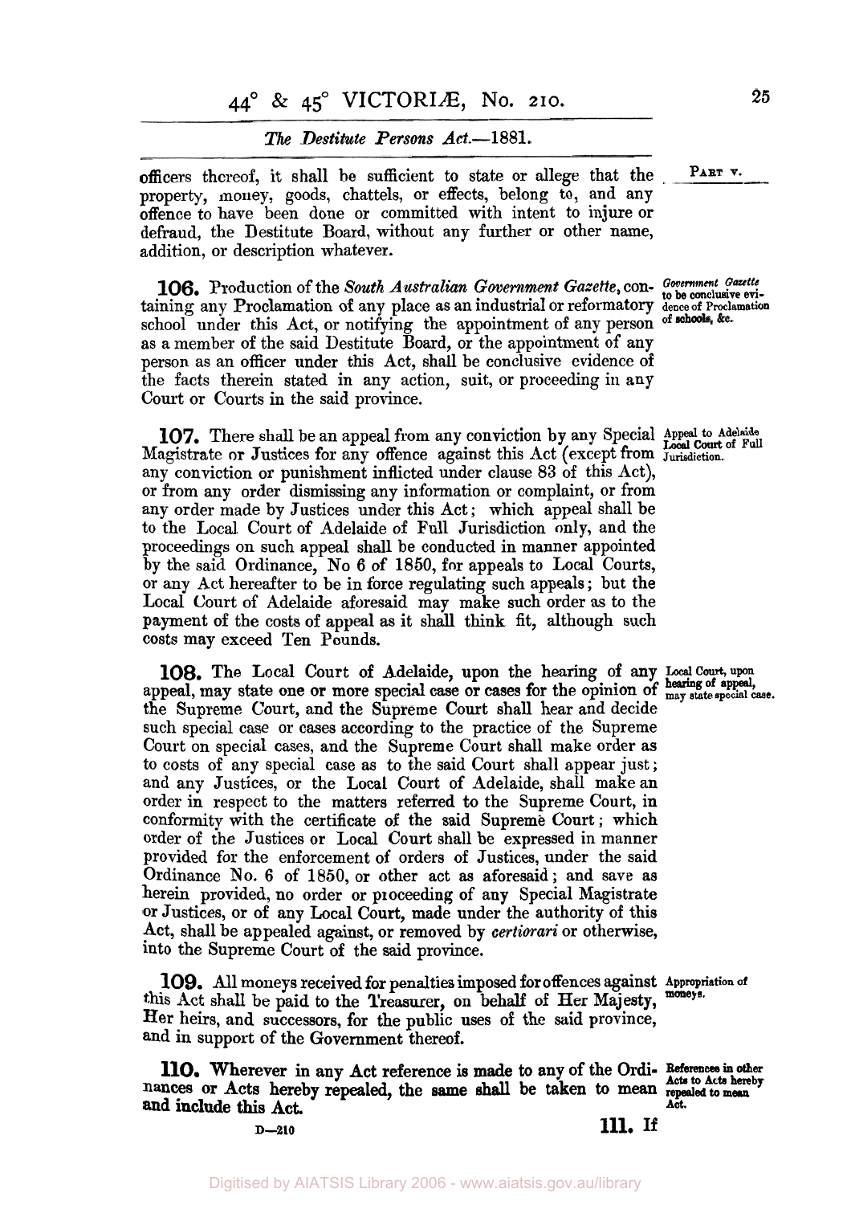officers thereof, it shall be sufficient to state or allege that the property, money, goods, chattels, or effects, belong to, and any offence to have been done or committed with intent to injure or defraud, the Destitute Board, without any further or other name, addition, or description whatever.

*Government Gazette to be conclusive evidence of Proclamation of schools, &c.*

**106.** Production of the *South Australian Government Gazette*, containing any Proclamation of any place as an industrial or reformatory school under this Act, or notifying the appointment of any person as a member of the said Destitute Board, or the appointment of any person as an officer under this Act, shall be conclusive evidence of the facts therein stated in any action, suit, or proceeding in any Court or Courts in the said province.

*Appeal to Adelaide Local Court of Full Jurisdiction.*

**107.** There shall be an appeal from any conviction by any Special Magistrate or Justices for any offence against this Act (except from any conviction or punishment inflicted under clause 83 of this Act), or from any order dismissing any information or complaint, or from any order made by Justices under this Act; which appeal shall be to the Local Court of Adelaide of Full Jurisdiction only, and the proceedings on such appeal shall be conducted in manner appointed by the said Ordinance, No 6 of 1850, for appeals to Local Courts, or any Act hereafter to be in force regulating such appeals; but the Local Court of Adelaide aforesaid may make such order as to the payment of the costs of appeal as it shall think fit, although such costs may exceed Ten Pounds.

*Local Court, upon hearing of appeal, may state special case.*

**108.** The Local Court of Adelaide, upon the hearing of any appeal, may state one or more special case or cases for the opinion of the Supreme Court, and the Supreme Court shall hear and decide such special case or cases according to the practice of the Supreme Court on special cases, and the Supreme Court shall make order as to costs of any special case as to the said Court shall appear just; and any Justices, or the Local Court of Adelaide, shall make an order in respect to the matters referred to the Supreme Court, in conformity with the certificate of the said Supreme Court; which order of the Justices or Local Court shall be expressed in manner provided for the enforcement of orders of Justices, under the said Ordinance No. 6 of 1850, or other act as aforesaid; and save as herein provided, no order or proceeding of any Special Magistrate or Justices, or of any Local Court, made under the authority of this Act, shall be appealed against, or removed by *certiorari* or otherwise, into the Supreme Court of the said province.

*Appropriation of moneys.*

**109.** All moneys received for penalties imposed for offences against this Act shall be paid to the Treasurer, on behalf of Her Majesty, Her heirs, and successors, for the public uses of the said province, and in support of the Government thereof.

*References in other Acts to Acts hereby repealed to mean Act.*

**110.** Wherever in any Act reference is made to any of the Ordinances or Acts hereby repealed, the same shall be taken to mean and include this Act.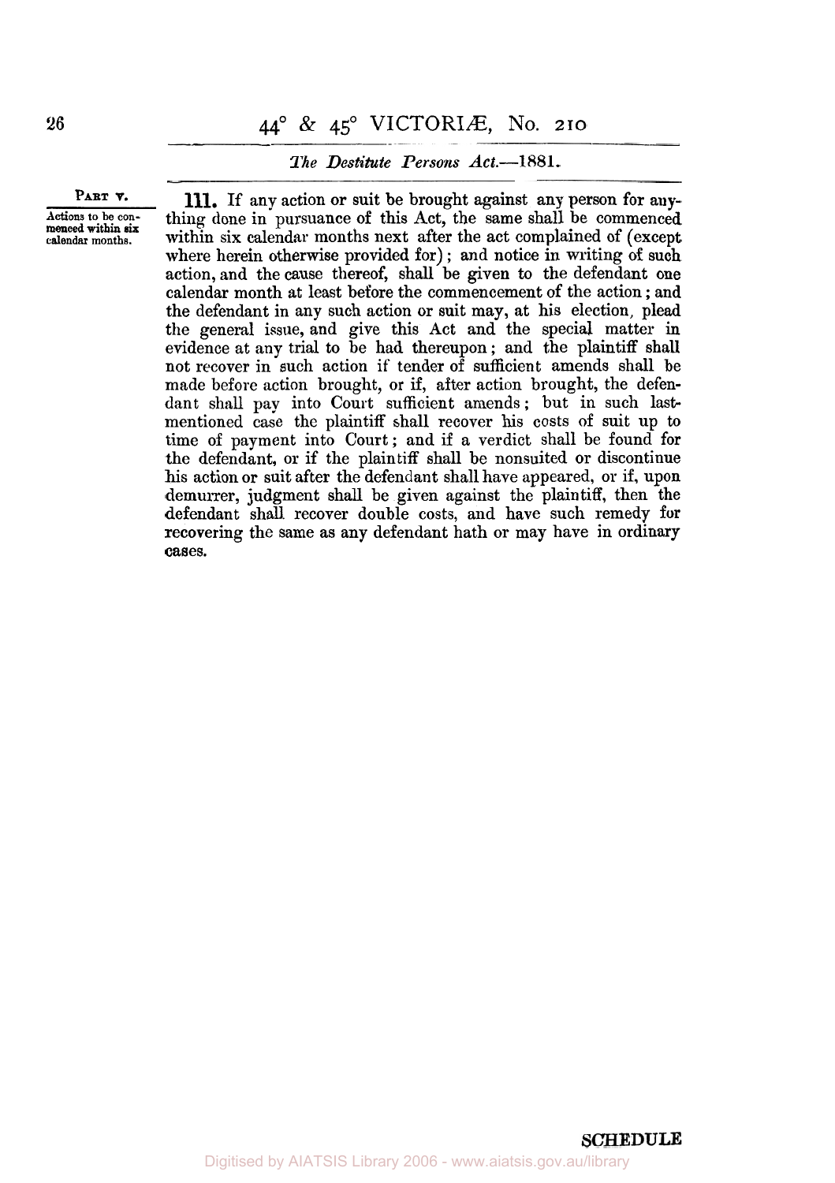PART V.

Actions to be commenced within six calendar months.

**111.** If any action or suit be brought against any person for anything done in pursuance of this Act, the same shall be commenced within six calendar months next after the act complained of (except where herein otherwise provided for); and notice in writing of such action, and the cause thereof, shall be given to the defendant one calendar month at least before the commencement of the action; and the defendant in any such action or suit may, at his election, plead the general issue, and give this Act and the special matter in evidence at any trial to be had thereupon; and the plaintiff shall not recover in such action if tender of sufficient amends shall be made before action brought, or if, after action brought, the defendant shall pay into Court sufficient amends; but in such last-mentioned case the plaintiff shall recover his costs of suit up to time of payment into Court; and if a verdict shall be found for the defendant, or if the plaintiff shall be nonsuited or discontinue his action or suit after the defendant shall have appeared, or if, upon demurrer, judgment shall be given against the plaintiff, then the defendant shall recover double costs, and have such remedy for recovering the same as any defendant hath or may have in ordinary cases.

**SCHEDULE**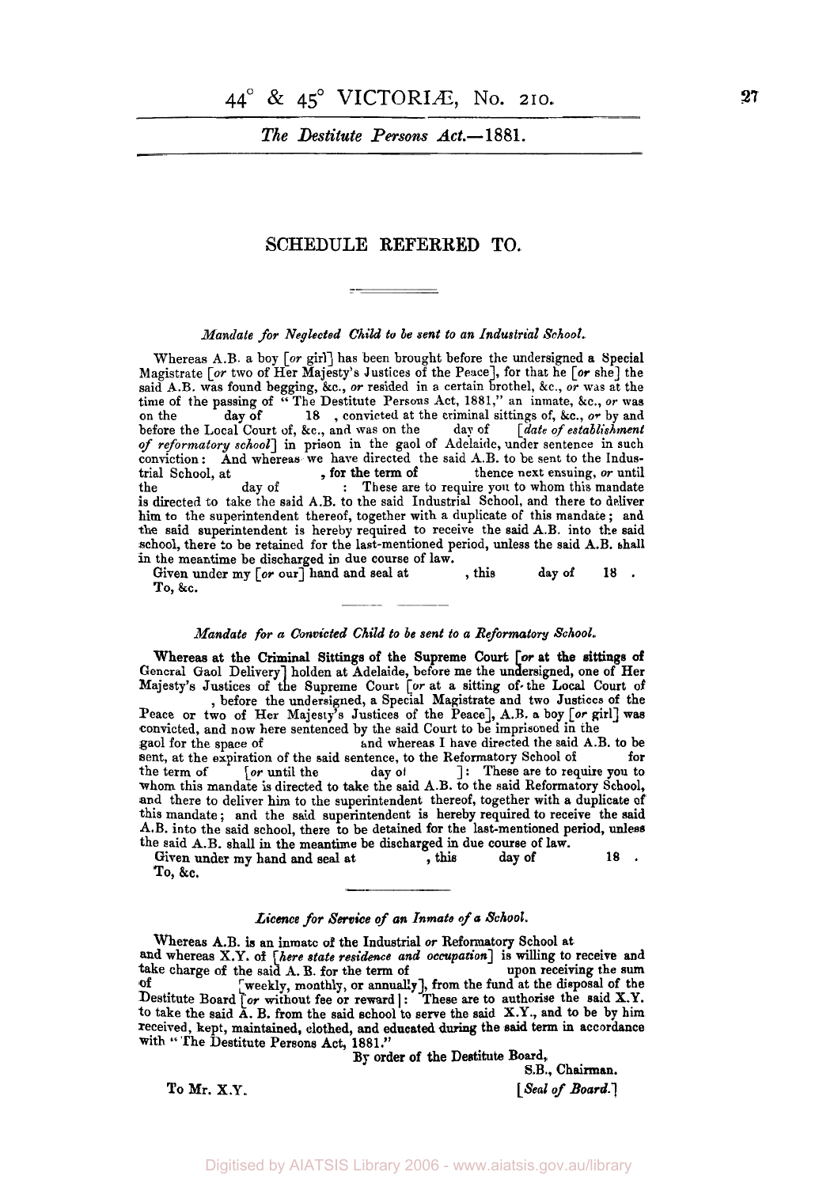## SCHEDULE REFERRED TO.

### *Mandate for Neglected Child to be sent to an Industrial School.*

Whereas A.B. a boy [*or* girl] has been brought before the undersigned a Special Magistrate [*or* two of Her Majesty's Justices of the Peace], for that he [*or* she] the said A.B. was found begging, &c., *or* resided in a certain brothel, &c., *or* was at the time of the passing of "The Destitute Persons Act, 1881," an inmate, &c., *or* was on the day of 18 , convicted at the criminal sittings of, &c., *or* by and before the Local Court of, &c., and was on the day of [*date of establishment of reformatory school*] in prison in the gaol of Adelaide, under sentence in such conviction: And whereas we have directed the said A.B. to be sent to the Industrial School, at , **for the term of** thence next ensuing, *or* until the day of : These are to require you to whom this mandate is directed to take the said A.B. to the said Industrial School, and there to deliver him to the superintendent thereof, together with a duplicate of this mandate; and the said superintendent is hereby required to receive the said A.B. into the said school, there to be retained for the last-mentioned period, unless the said A.B. shall in the meantime be discharged in due course of law.

Given under my [*or* our] hand and seal at , this day of 18 .

To, &c.

### *Mandate for a Convicted Child to be sent to a Reformatory School.*

Whereas at the Criminal Sittings of the Supreme Court [*or* at the sittings of General Gaol Delivery] holden at Adelaide, before me the undersigned, one of Her Majesty's Justices of the Supreme Court [*or* at a sitting of the Local Court of , before the undersigned, a Special Magistrate and two Justices of the Peace or two of Her Majesty's Justices of the Peace], A.B. a boy [*or* girl] was convicted, and now here sentenced by the said Court to be imprisoned in the gaol for the space of and whereas I have directed the said A.B. to be sent, at the expiration of the said sentence, to the Reformatory School of for the term of [*or* until the day of ]: These are to require you to whom this mandate is directed to take the said A.B. to the said Reformatory School, and there to deliver him to the superintendent thereof, together with a duplicate of this mandate; and the said superintendent is hereby required to receive the said A.B. into the said school, there to be detained for the last-mentioned period, unless the said A.B. shall in the meantime be discharged in due course of law.

Given under my hand and seal at , this day of 18 .

To, &c.

### *Licence for Service of an Inmate of a School.*

Whereas A.B. is an inmate of the Industrial *or* Reformatory School at and whereas X.Y. of [*here state residence and occupation*] is willing to receive and take charge of the said A.B. for the term of upon receiving the sum of [weekly, monthly, or annually], from the fund at the disposal of the Destitute Board [*or* without fee or reward]: These are to authorise the said X.Y. to take the said A.B. from the said school to serve the said X.Y., and to be by him received, kept, maintained, clothed, and educated during the said term in accordance with "The Destitute Persons Act, 1881."

By order of the Destitute Board,

S.B., Chairman.

To Mr. X.Y. [*Seal of Board.*]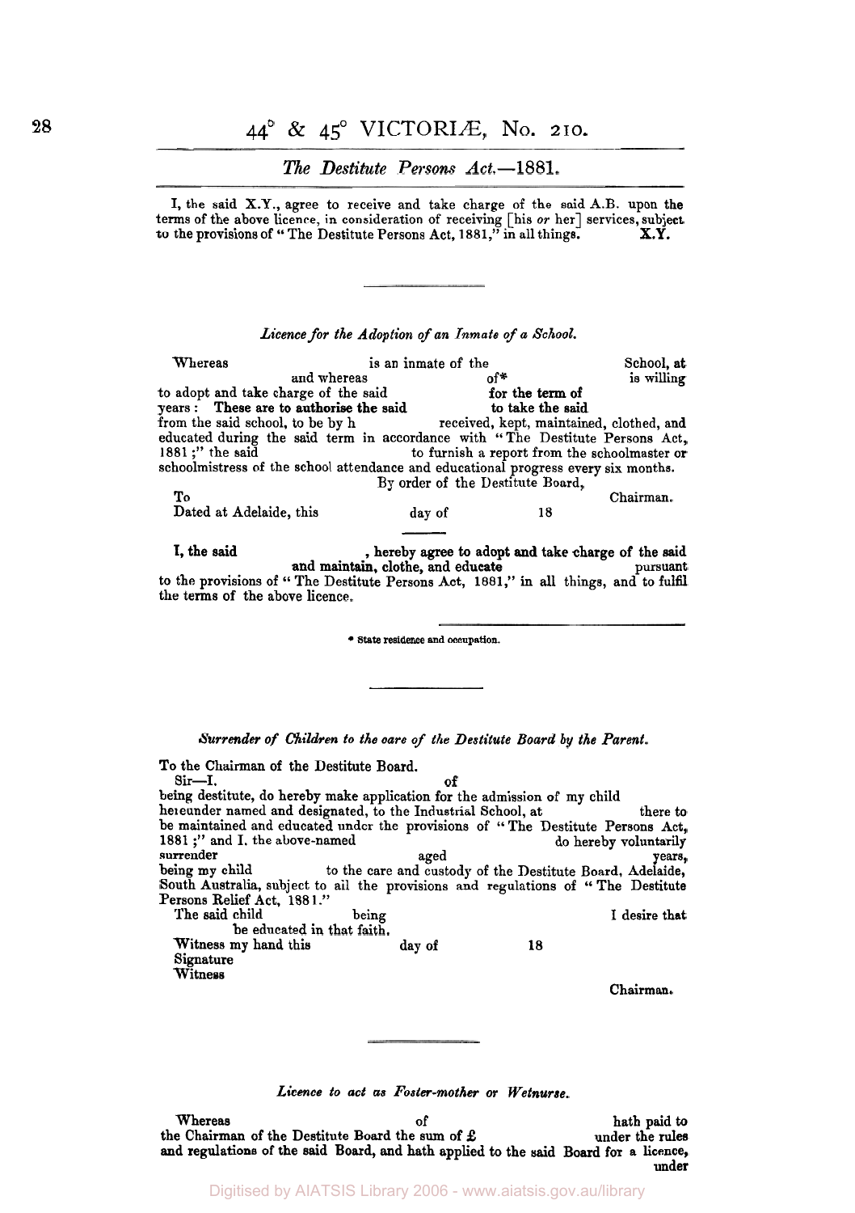I, the said X.Y., agree to receive and take charge of the said A.B. upon the terms of the above licence, in consideration of receiving [his *or* her] services, subject to the provisions of "The Destitute Persons Act, 1881," in all things. **X.Y.**

---

*Licence for the Adoption of an Inmate of a School.*

Whereas is an inmate of the School, at and whereas of* is willing to adopt and take charge of the said **for the term of** years: **These are to authorise the said** **to take the said** from the said school, to be by h received, kept, maintained, clothed, and educated during the said term in accordance with "The Destitute Persons Act, 1881;" the said to furnish a report from the schoolmaster or schoolmistress of the school attendance and educational progress every six months.

By order of the Destitute Board,

To Chairman.

Dated at Adelaide, this day of 18

---

**I, the said** **, hereby agree to adopt and take charge of the said** **and maintain, clothe, and educate** pursuant to the provisions of "The Destitute Persons Act, 1881," in all things, and to fulfil the terms of the above licence.

\* State residence and occupation.

---

*Surrender of Children to the care of the Destitute Board by the Parent.*

To the Chairman of the Destitute Board.

Sir—I, of being destitute, do hereby make application for the admission of my child hereunder named and designated, to the Industrial School, at there to be maintained and educated under the provisions of "The Destitute Persons Act, 1881;" and I, the above-named do hereby voluntarily surrender aged years, being my child to the care and custody of the Destitute Board, Adelaide, South Australia, subject to all the provisions and regulations of "The Destitute Persons Relief Act, 1881."

The said child being I desire that be educated in that faith.

Witness my hand this day of 18

Signature

Witness

Chairman.

---

*Licence to act as Foster-mother or Wetnurse.*

Whereas of hath paid to the Chairman of the Destitute Board the sum of £ under the rules and regulations of the said Board, and hath applied to the said Board for a licence, under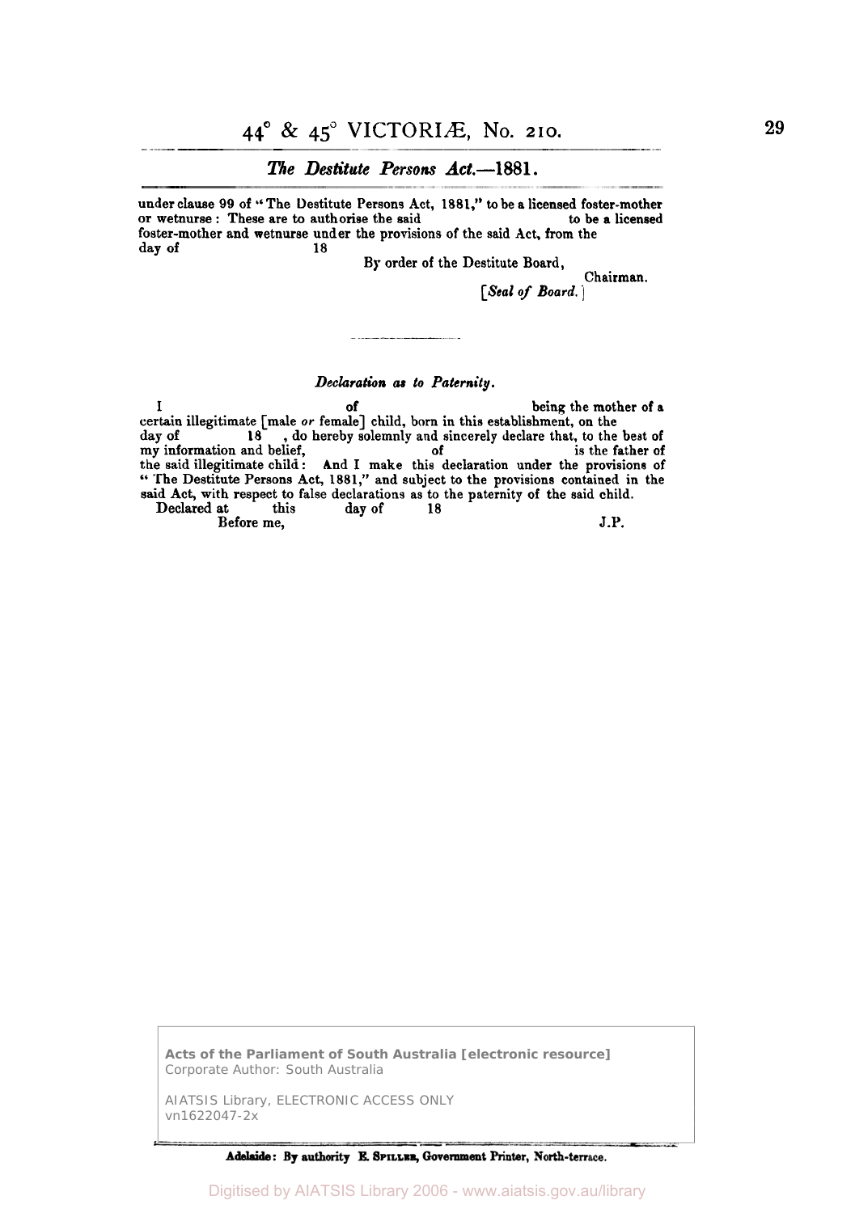under clause 99 of "The Destitute Persons Act, 1881," to be a licensed foster-mother or wetnurse: These are to authorise the said to be a licensed foster-mother and wetnurse under the provisions of the said Act, from the day of 18

By order of the Destitute Board,

Chairman.

[*Seal of Board.*]

---

### *Declaration as to Paternity.*

I of being the mother of a certain illegitimate [male *or* female] child, born in this establishment, on the day of 18 , do hereby solemnly and sincerely declare that, to the best of my information and belief, of is the father of the said illegitimate child: And I make this declaration under the provisions of "The Destitute Persons Act, 1881," and subject to the provisions contained in the said Act, with respect to false declarations as to the paternity of the said child.

Declared at this day of 18

Before me, J.P.

**Acts of the Parliament of South Australia [electronic resource]**
Corporate Author: South Australia

AIATSIS Library, ELECTRONIC ACCESS ONLY
vn1622047-2x

**Adelaide: By authority E. Spiller, Government Printer, North-terrace.**

Digitised by AIATSIS Library 2006 - www.aiatsis.gov.au/library